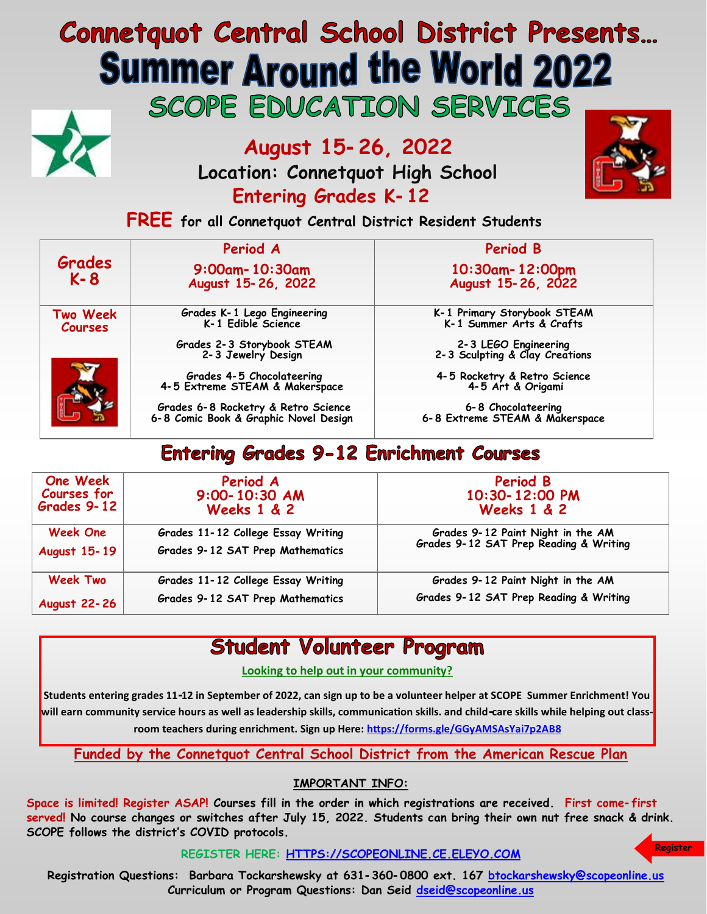# Connetquot Central School District Presents…

# Summer Around the World 2022

## SCOPE EDUCATION SERVICES

## August 15-26, 2022

**Location: Connetquot High School**

**Entering Grades K-12**

**FREE for all Connetquot Central District Resident Students**

| Grades K-8 | Period A 9:00am-10:30am August 15-26, 2022 | Period B 10:30am-12:00pm August 15-26, 2022 |
|---|---|---|
| Two Week Courses | Grades K-1 Lego Engineering<br>K-1 Edible Science<br><br>Grades 2-3 Storybook STEAM<br>2-3 Jewelry Design<br><br>Grades 4-5 Chocolateering<br>4-5 Extreme STEAM & Makerspace<br><br>Grades 6-8 Rocketry & Retro Science<br>6-8 Comic Book & Graphic Novel Design | K-1 Primary Storybook STEAM<br>K-1 Summer Arts & Crafts<br><br>2-3 LEGO Engineering<br>2-3 Sculpting & Clay Creations<br><br>4-5 Rocketry & Retro Science<br>4-5 Art & Origami<br><br>6-8 Chocolateering<br>6-8 Extreme STEAM & Makerspace |

## Entering Grades 9-12 Enrichment Courses

| One Week Courses for Grades 9-12 | Period A 9:00-10:30 AM Weeks 1 & 2 | Period B 10:30-12:00 PM Weeks 1 & 2 |
|---|---|---|
| Week One August 15-19 | Grades 11-12 College Essay Writing<br>Grades 9-12 SAT Prep Mathematics | Grades 9-12 Paint Night in the AM<br>Grades 9-12 SAT Prep Reading & Writing |
| Week Two August 22-26 | Grades 11-12 College Essay Writing<br>Grades 9-12 SAT Prep Mathematics | Grades 9-12 Paint Night in the AM<br>Grades 9-12 SAT Prep Reading & Writing |

## Student Volunteer Program

**Looking to help out in your community?**

**Students entering grades 11-12 in September of 2022, can sign up to be a volunteer helper at SCOPE Summer Enrichment! You will earn community service hours as well as leadership skills, communication skills. and child-care skills while helping out classroom teachers during enrichment. Sign up Here: https://forms.gle/GGyAMSAsYai7p2AB8**

**Funded by the Connetquot Central School District from the American Rescue Plan**

**IMPORTANT INFO:**

**Space is limited! Register ASAP! Courses fill in the order in which registrations are received. First come-first served! No course changes or switches after July 15, 2022. Students can bring their own nut free snack & drink. SCOPE follows the district's COVID protocols.**

**REGISTER HERE: HTTPS://SCOPEONLINE.CE.ELEYO.COM**

Register

**Registration Questions: Barbara Tockarshewsky at 631-360-0800 ext. 167 btockarshewsky@scopeonline.us**
**Curriculum or Program Questions: Dan Seid dseid@scopeonline.us**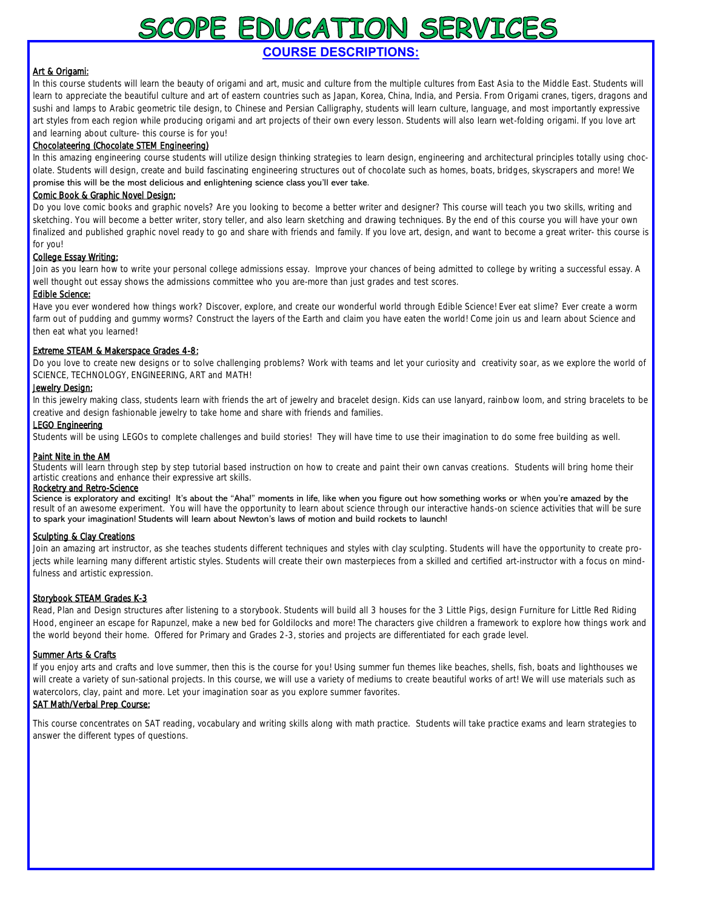# SCOPE EDUCATION SERVICES

## COURSE DESCRIPTIONS:

**Art & Origami:**

In this course students will learn the beauty of origami and art, music and culture from the multiple cultures from East Asia to the Middle East. Students will learn to appreciate the beautiful culture and art of eastern countries such as Japan, Korea, China, India, and Persia. From Origami cranes, tigers, dragons and sushi and lamps to Arabic geometric tile design, to Chinese and Persian Calligraphy, students will learn culture, language, and most importantly expressive art styles from each region while producing origami and art projects of their own every lesson. Students will also learn wet-folding origami. If you love art and learning about culture- this course is for you!

**Chocolateering (Chocolate STEM Engineering)**

In this amazing engineering course students will utilize design thinking strategies to learn design, engineering and architectural principles totally using chocolate. Students will design, create and build fascinating engineering structures out of chocolate such as homes, boats, bridges, skyscrapers and more! We promise this will be the most delicious and enlightening science class you'll ever take.

**Comic Book & Graphic Novel Design:**

Do you love comic books and graphic novels? Are you looking to become a better writer and designer? This course will teach you two skills, writing and sketching. You will become a better writer, story teller, and also learn sketching and drawing techniques. By the end of this course you will have your own finalized and published graphic novel ready to go and share with friends and family. If you love art, design, and want to become a great writer- this course is for you!

**College Essay Writing:**

Join as you learn how to write your personal college admissions essay. Improve your chances of being admitted to college by writing a successful essay. A well thought out essay shows the admissions committee who you are-more than just grades and test scores.

**Edible Science:**

Have you ever wondered how things work? Discover, explore, and create our wonderful world through Edible Science! Ever eat slime? Ever create a worm farm out of pudding and gummy worms? Construct the layers of the Earth and claim you have eaten the world! Come join us and learn about Science and then eat what you learned!

**Extreme STEAM & Makerspace Grades 4-8:**

Do you love to create new designs or to solve challenging problems? Work with teams and let your curiosity and creativity soar, as we explore the world of SCIENCE, TECHNOLOGY, ENGINEERING, ART and MATH!

**Jewelry Design:**

In this jewelry making class, students learn with friends the art of jewelry and bracelet design. Kids can use lanyard, rainbow loom, and string bracelets to be creative and design fashionable jewelry to take home and share with friends and families.

**LEGO Engineering**

Students will be using LEGOs to complete challenges and build stories! They will have time to use their imagination to do some free building as well.

**Paint Nite in the AM**

Students will learn through step by step tutorial based instruction on how to create and paint their own canvas creations. Students will bring home their artistic creations and enhance their expressive art skills.

**Rocketry and Retro-Science**

Science is exploratory and exciting! It's about the "Aha!" moments in life, like when you figure out how something works or when you're amazed by the result of an awesome experiment. You will have the opportunity to learn about science through our interactive hands-on science activities that will be sure to spark your imagination! Students will learn about Newton's laws of motion and build rockets to launch!

**Sculpting & Clay Creations**

Join an amazing art instructor, as she teaches students different techniques and styles with clay sculpting. Students will have the opportunity to create projects while learning many different artistic styles. Students will create their own masterpieces from a skilled and certified art-instructor with a focus on mindfulness and artistic expression.

**Storybook STEAM Grades K-3**

Read, Plan and Design structures after listening to a storybook. Students will build all 3 houses for the 3 Little Pigs, design Furniture for Little Red Riding Hood, engineer an escape for Rapunzel, make a new bed for Goldilocks and more! The characters give children a framework to explore how things work and the world beyond their home. Offered for Primary and Grades 2-3, stories and projects are differentiated for each grade level.

**Summer Arts & Crafts**

If you enjoy arts and crafts and love summer, then this is the course for you! Using summer fun themes like beaches, shells, fish, boats and lighthouses we will create a variety of sun-sational projects. In this course, we will use a variety of mediums to create beautiful works of art! We will use materials such as watercolors, clay, paint and more. Let your imagination soar as you explore summer favorites.

**SAT Math/Verbal Prep Course:**

This course concentrates on SAT reading, vocabulary and writing skills along with math practice. Students will take practice exams and learn strategies to answer the different types of questions.